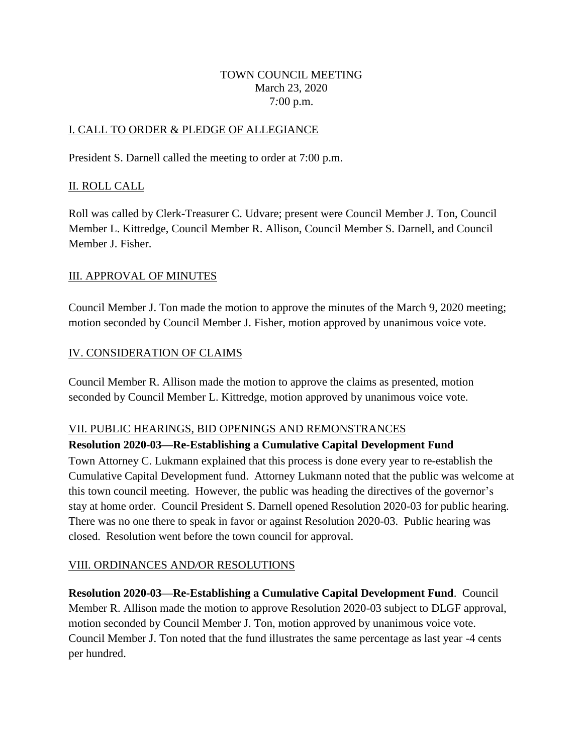TOWN COUNCIL MEETING
March 23, 2020
7:00 p.m.

## I. CALL TO ORDER & PLEDGE OF ALLEGIANCE

President S. Darnell called the meeting to order at 7:00 p.m.

## II. ROLL CALL

Roll was called by Clerk-Treasurer C. Udvare; present were Council Member J. Ton, Council Member L. Kittredge, Council Member R. Allison, Council Member S. Darnell, and Council Member J. Fisher.

## III. APPROVAL OF MINUTES

Council Member J. Ton made the motion to approve the minutes of the March 9, 2020 meeting; motion seconded by Council Member J. Fisher, motion approved by unanimous voice vote.

## IV. CONSIDERATION OF CLAIMS

Council Member R. Allison made the motion to approve the claims as presented, motion seconded by Council Member L. Kittredge, motion approved by unanimous voice vote.

## VII. PUBLIC HEARINGS, BID OPENINGS AND REMONSTRANCES

**Resolution 2020-03—Re-Establishing a Cumulative Capital Development Fund**

Town Attorney C. Lukmann explained that this process is done every year to re-establish the Cumulative Capital Development fund. Attorney Lukmann noted that the public was welcome at this town council meeting. However, the public was heading the directives of the governor's stay at home order. Council President S. Darnell opened Resolution 2020-03 for public hearing. There was no one there to speak in favor or against Resolution 2020-03. Public hearing was closed. Resolution went before the town council for approval.

## VIII. ORDINANCES AND/OR RESOLUTIONS

**Resolution 2020-03—Re-Establishing a Cumulative Capital Development Fund**. Council Member R. Allison made the motion to approve Resolution 2020-03 subject to DLGF approval, motion seconded by Council Member J. Ton, motion approved by unanimous voice vote. Council Member J. Ton noted that the fund illustrates the same percentage as last year -4 cents per hundred.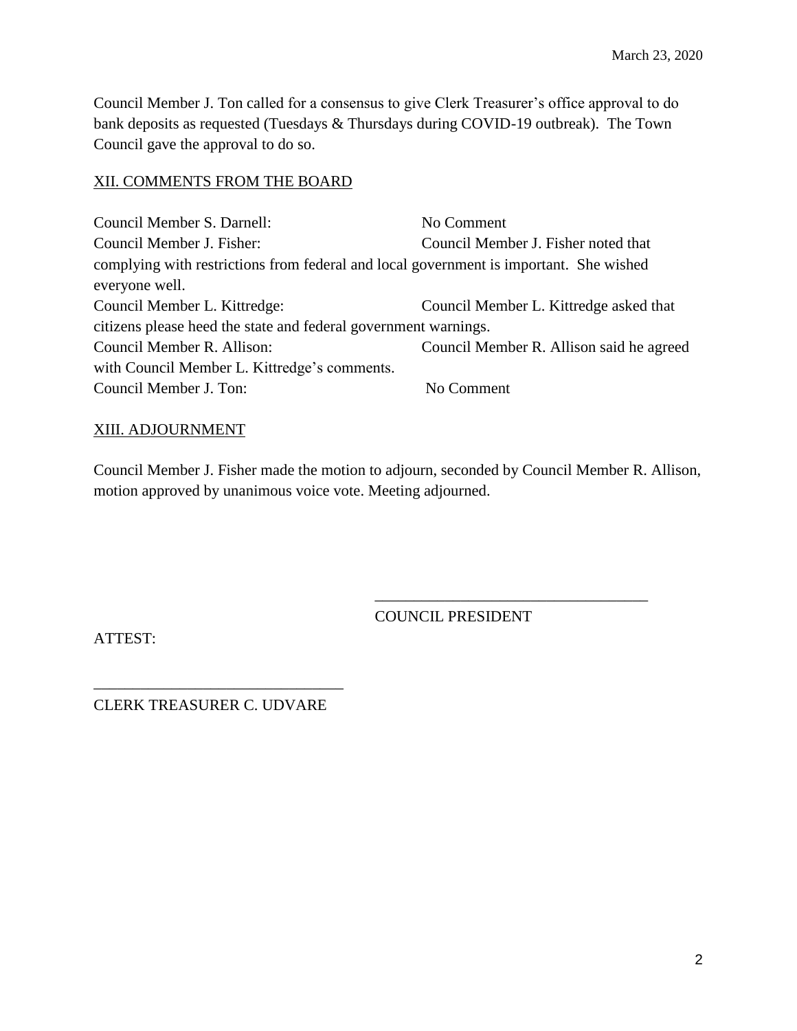Council Member J. Ton called for a consensus to give Clerk Treasurer's office approval to do bank deposits as requested (Tuesdays & Thursdays during COVID-19 outbreak). The Town Council gave the approval to do so.

## XII. COMMENTS FROM THE BOARD

Council Member S. Darnell: No Comment

Council Member J. Fisher: Council Member J. Fisher noted that complying with restrictions from federal and local government is important. She wished everyone well.

Council Member L. Kittredge: Council Member L. Kittredge asked that citizens please heed the state and federal government warnings.

Council Member R. Allison: Council Member R. Allison said he agreed with Council Member L. Kittredge's comments.

Council Member J. Ton: No Comment

## XIII. ADJOURNMENT

Council Member J. Fisher made the motion to adjourn, seconded by Council Member R. Allison, motion approved by unanimous voice vote. Meeting adjourned.

\_\_\_\_\_\_\_\_\_\_\_\_\_\_\_\_\_\_\_\_\_\_\_\_\_\_\_\_\_\_\_\_\_\_\_\_

COUNCIL PRESIDENT

ATTEST:

\_\_\_\_\_\_\_\_\_\_\_\_\_\_\_\_\_\_\_\_\_\_\_\_\_\_\_\_\_\_\_\_\_

CLERK TREASURER C. UDVARE